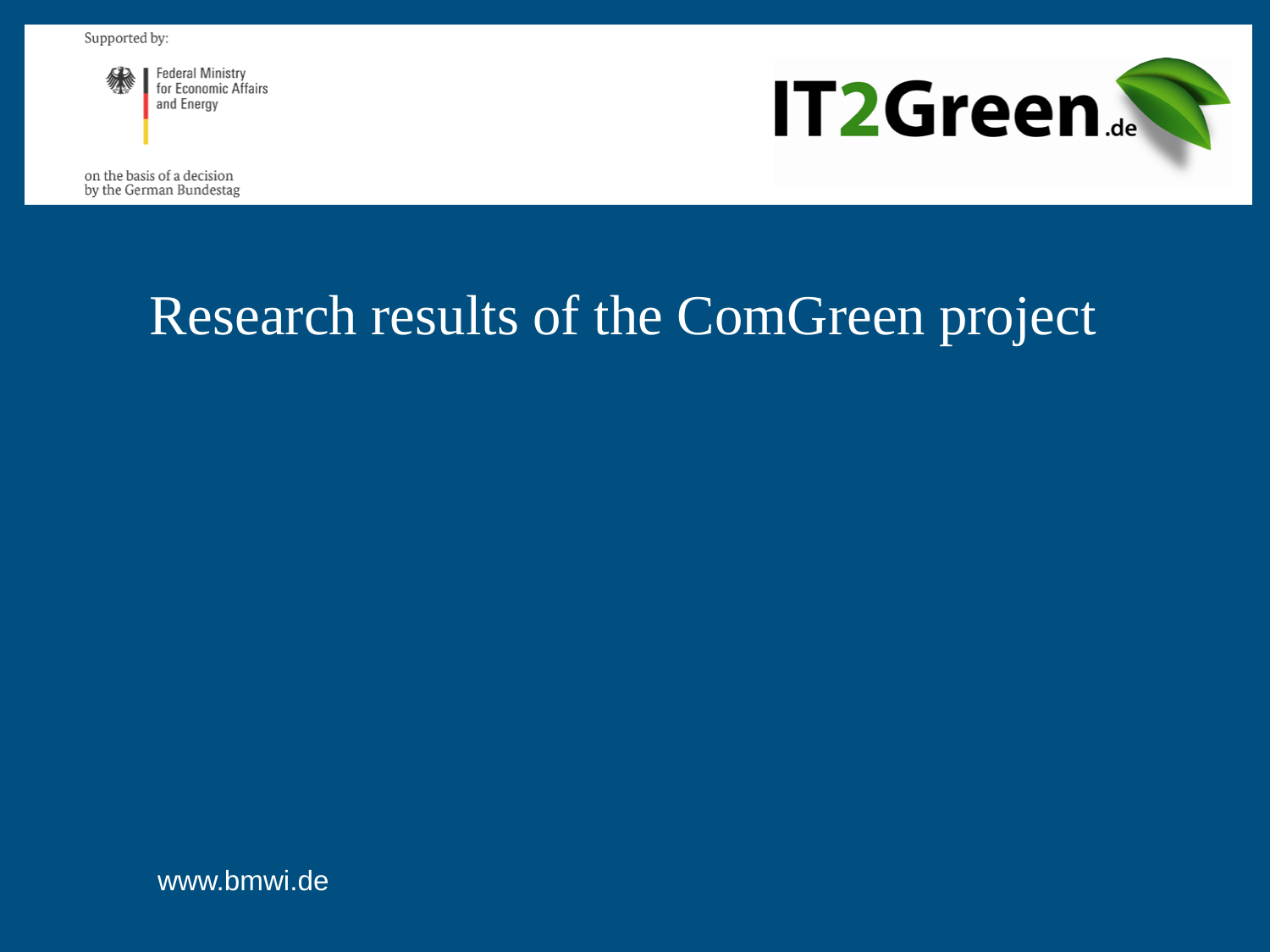Supported by:

Federal Ministry for Economic Affairs and Energy

on the basis of a decision by the German Bundestag

IT2Green.de

# Research results of the ComGreen project

www.bmwi.de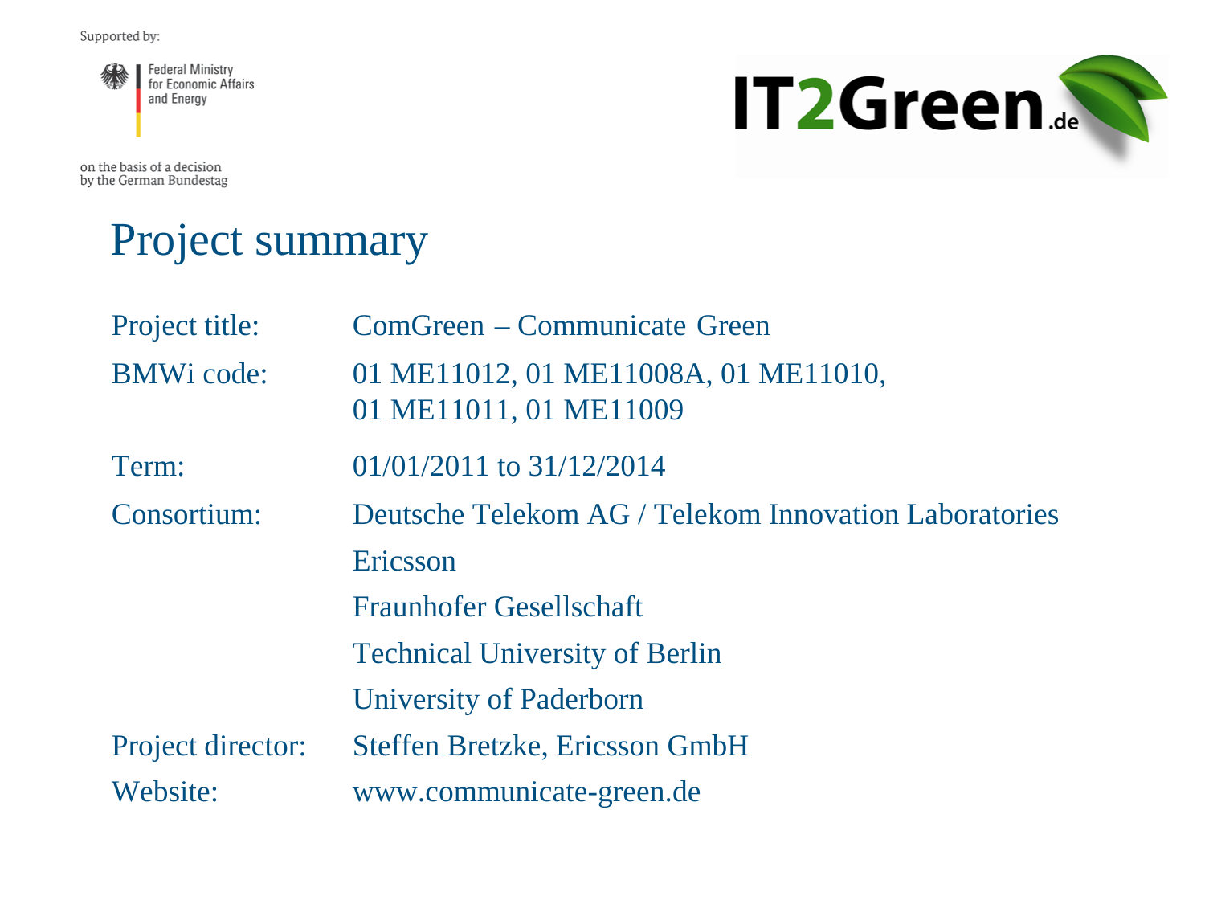Supported by:

Federal Ministry for Economic Affairs and Energy

on the basis of a decision by the German Bundestag

IT2Green.de

# Project summary

| | |
|---|---|
| Project title: | ComGreen – Communicate Green |
| BMWi code: | 01 ME11012, 01 ME11008A, 01 ME11010, 01 ME11011, 01 ME11009 |
| Term: | 01/01/2011 to 31/12/2014 |
| Consortium: | Deutsche Telekom AG / Telekom Innovation Laboratories<br>Ericsson<br>Fraunhofer Gesellschaft<br>Technical University of Berlin<br>University of Paderborn |
| Project director: | Steffen Bretzke, Ericsson GmbH |
| Website: | www.communicate-green.de |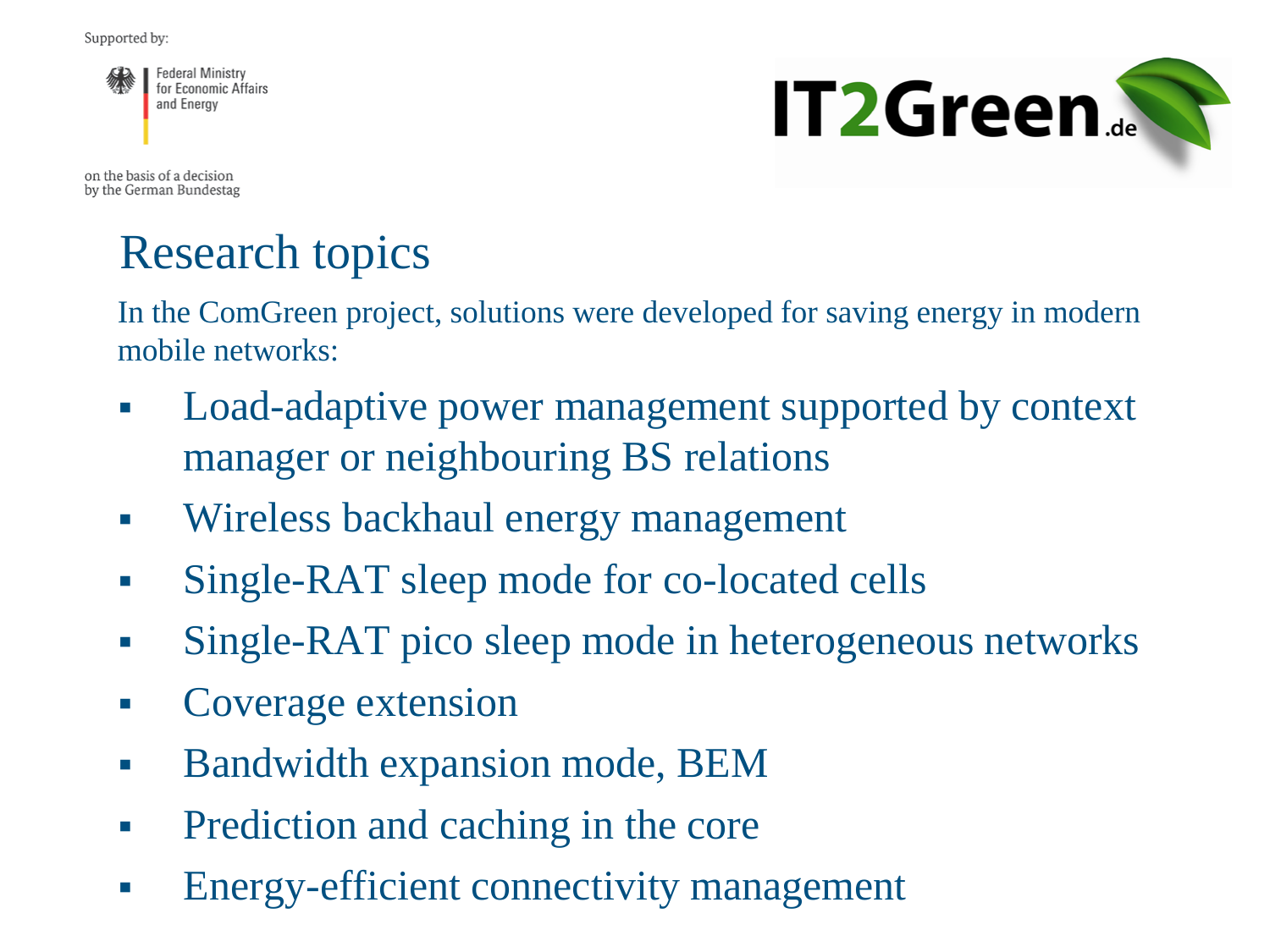Supported by:

Federal Ministry for Economic Affairs and Energy

on the basis of a decision by the German Bundestag

IT2Green.de

# Research topics

In the ComGreen project, solutions were developed for saving energy in modern mobile networks:

- Load-adaptive power management supported by context manager or neighbouring BS relations
- Wireless backhaul energy management
- Single-RAT sleep mode for co-located cells
- Single-RAT pico sleep mode in heterogeneous networks
- Coverage extension
- Bandwidth expansion mode, BEM
- Prediction and caching in the core
- Energy-efficient connectivity management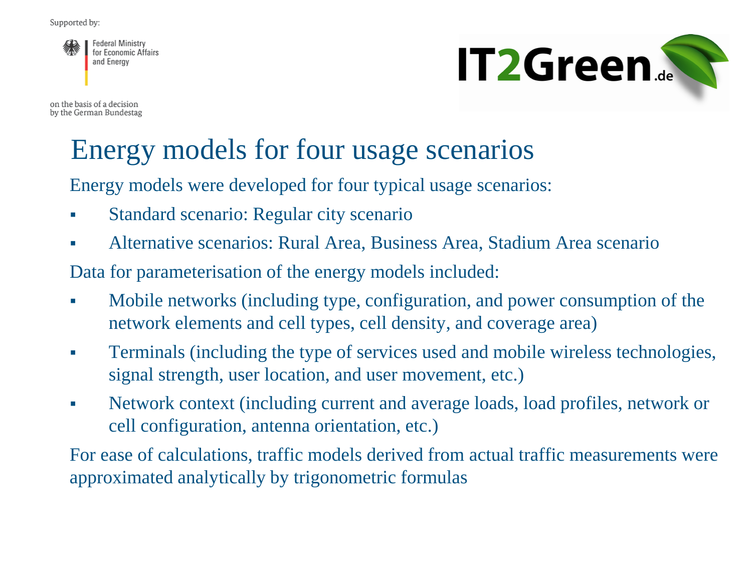# Energy models for four usage scenarios

Energy models were developed for four typical usage scenarios:

- Standard scenario: Regular city scenario
- Alternative scenarios: Rural Area, Business Area, Stadium Area scenario

Data for parameterisation of the energy models included:

- Mobile networks (including type, configuration, and power consumption of the network elements and cell types, cell density, and coverage area)
- Terminals (including the type of services used and mobile wireless technologies, signal strength, user location, and user movement, etc.)
- Network context (including current and average loads, load profiles, network or cell configuration, antenna orientation, etc.)

For ease of calculations, traffic models derived from actual traffic measurements were approximated analytically by trigonometric formulas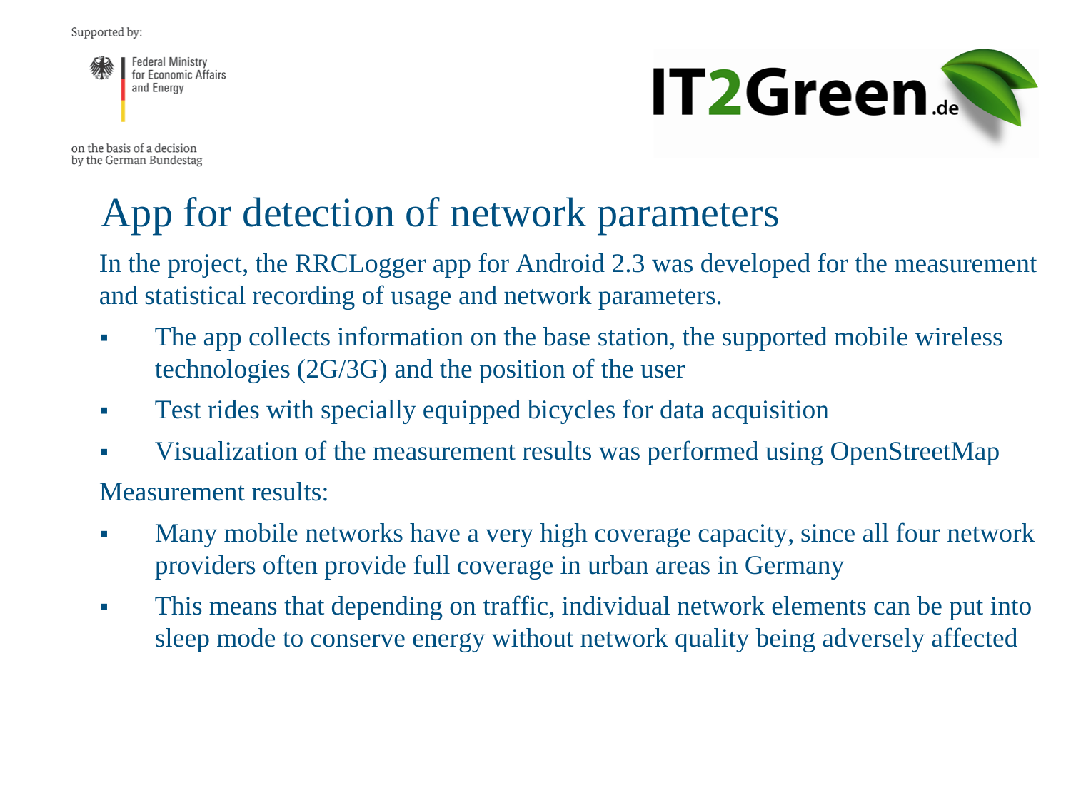Supported by:

Federal Ministry for Economic Affairs and Energy

on the basis of a decision by the German Bundestag

IT2Green.de

# App for detection of network parameters

In the project, the RRCLogger app for Android 2.3 was developed for the measurement and statistical recording of usage and network parameters.

- The app collects information on the base station, the supported mobile wireless technologies (2G/3G) and the position of the user
- Test rides with specially equipped bicycles for data acquisition
- Visualization of the measurement results was performed using OpenStreetMap

Measurement results:

- Many mobile networks have a very high coverage capacity, since all four network providers often provide full coverage in urban areas in Germany
- This means that depending on traffic, individual network elements can be put into sleep mode to conserve energy without network quality being adversely affected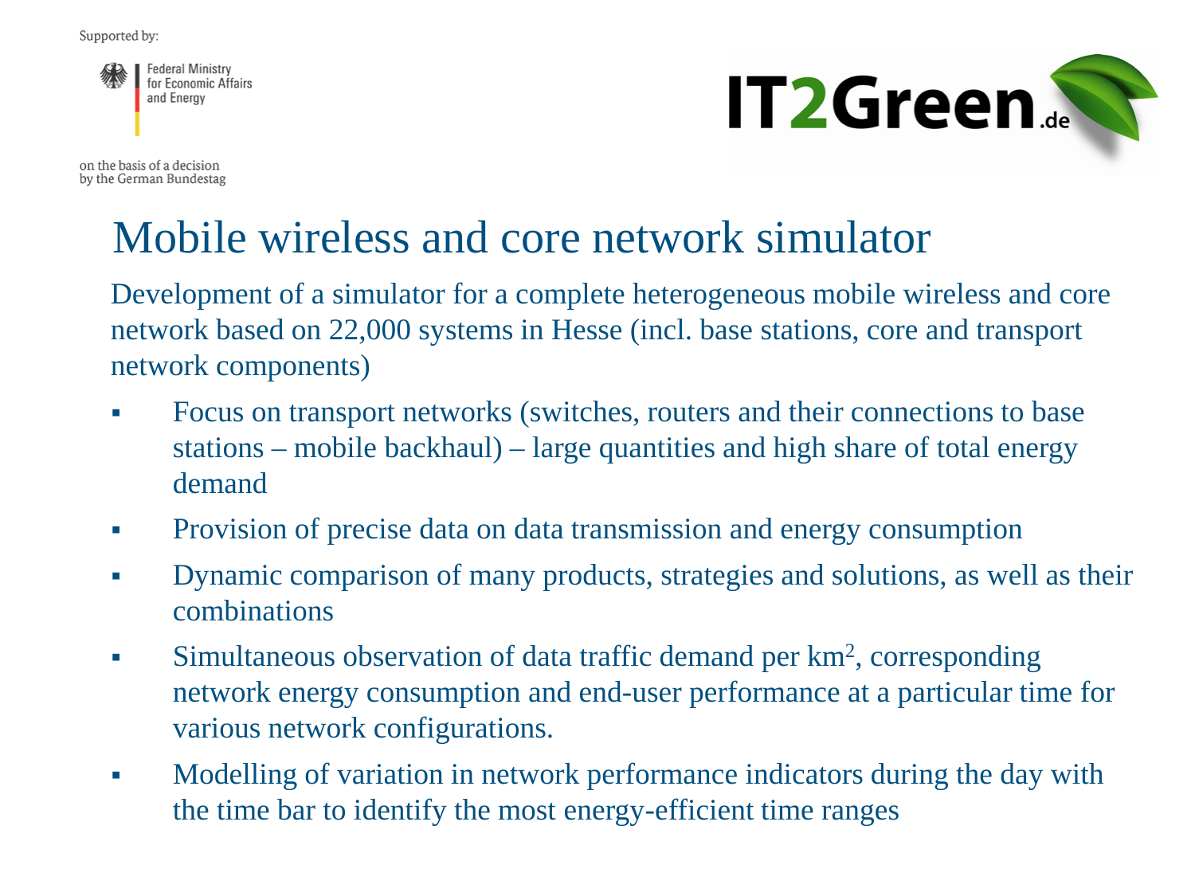Supported by:

Federal Ministry for Economic Affairs and Energy

on the basis of a decision by the German Bundestag

IT2Green.de

# Mobile wireless and core network simulator

Development of a simulator for a complete heterogeneous mobile wireless and core network based on 22,000 systems in Hesse (incl. base stations, core and transport network components)

- Focus on transport networks (switches, routers and their connections to base stations – mobile backhaul) – large quantities and high share of total energy demand
- Provision of precise data on data transmission and energy consumption
- Dynamic comparison of many products, strategies and solutions, as well as their combinations
- Simultaneous observation of data traffic demand per $km^2$, corresponding network energy consumption and end-user performance at a particular time for various network configurations.
- Modelling of variation in network performance indicators during the day with the time bar to identify the most energy-efficient time ranges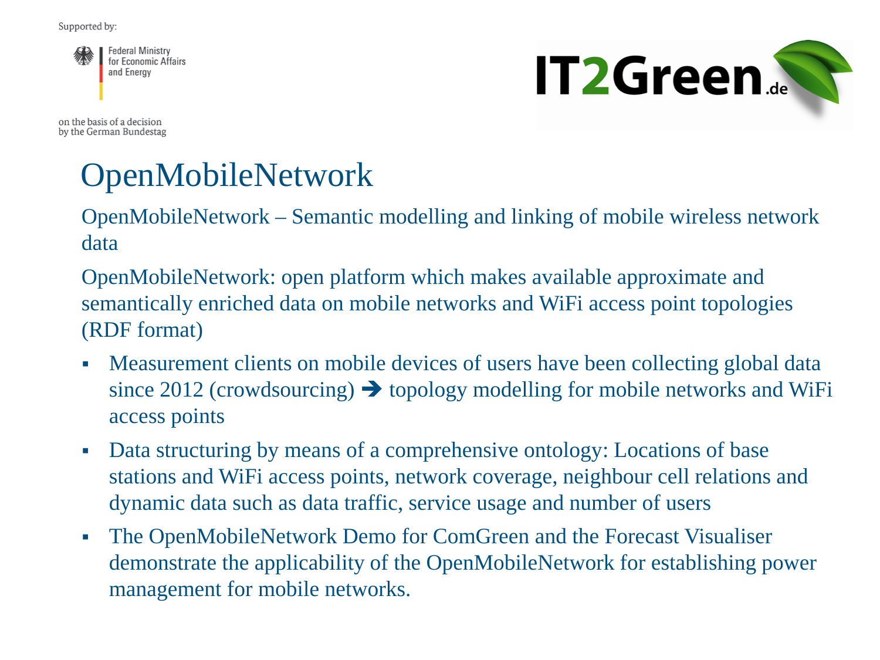Supported by:

Federal Ministry for Economic Affairs and Energy

on the basis of a decision by the German Bundestag

IT2Green.de

# OpenMobileNetwork

OpenMobileNetwork – Semantic modelling and linking of mobile wireless network data

OpenMobileNetwork: open platform which makes available approximate and semantically enriched data on mobile networks and WiFi access point topologies (RDF format)

- Measurement clients on mobile devices of users have been collecting global data since 2012 (crowdsourcing) ➔ topology modelling for mobile networks and WiFi access points
- Data structuring by means of a comprehensive ontology: Locations of base stations and WiFi access points, network coverage, neighbour cell relations and dynamic data such as data traffic, service usage and number of users
- The OpenMobileNetwork Demo for ComGreen and the Forecast Visualiser demonstrate the applicability of the OpenMobileNetwork for establishing power management for mobile networks.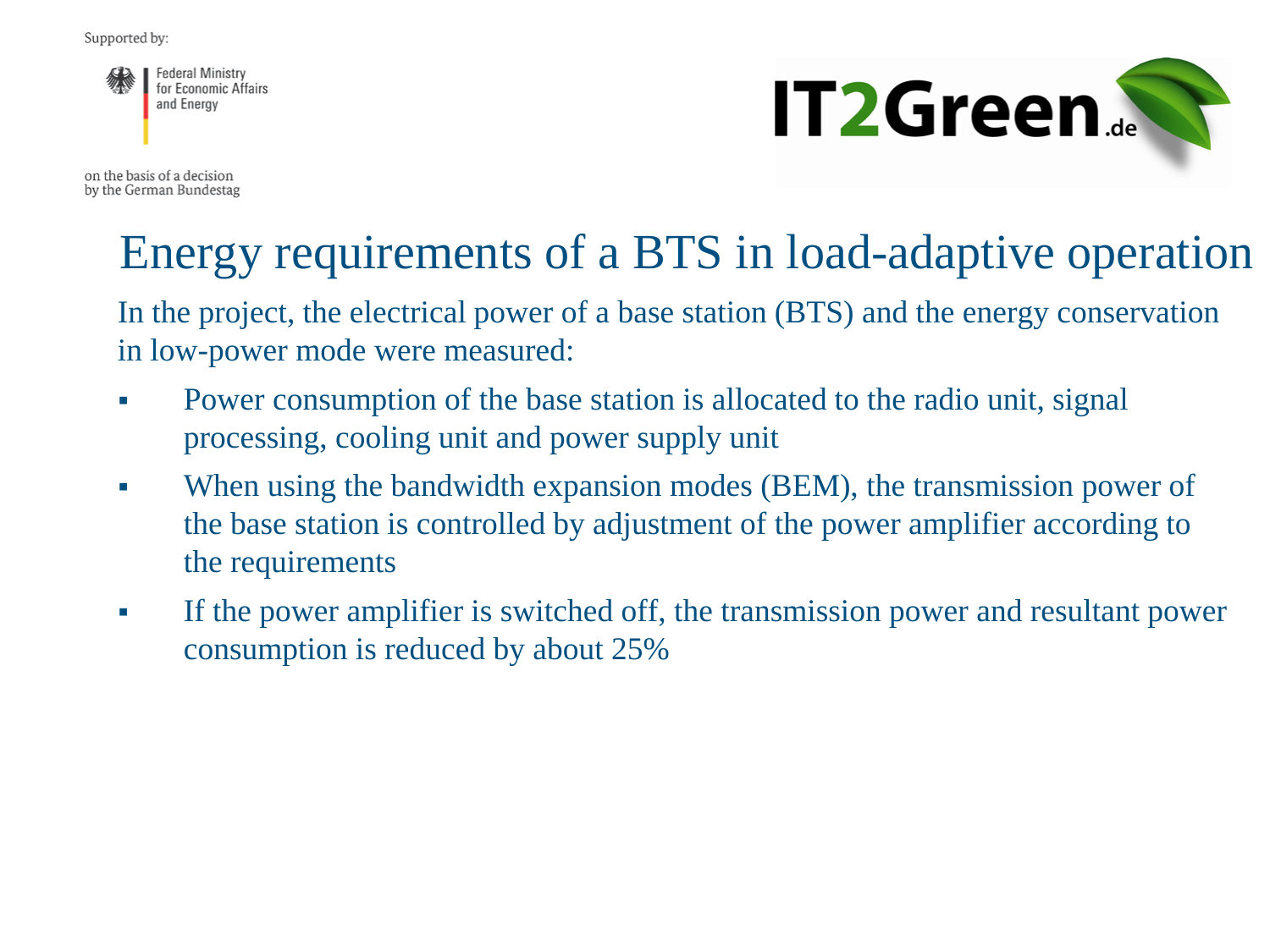# Energy requirements of a BTS in load-adaptive operation

In the project, the electrical power of a base station (BTS) and the energy conservation in low-power mode were measured:

- Power consumption of the base station is allocated to the radio unit, signal processing, cooling unit and power supply unit
- When using the bandwidth expansion modes (BEM), the transmission power of the base station is controlled by adjustment of the power amplifier according to the requirements
- If the power amplifier is switched off, the transmission power and resultant power consumption is reduced by about 25%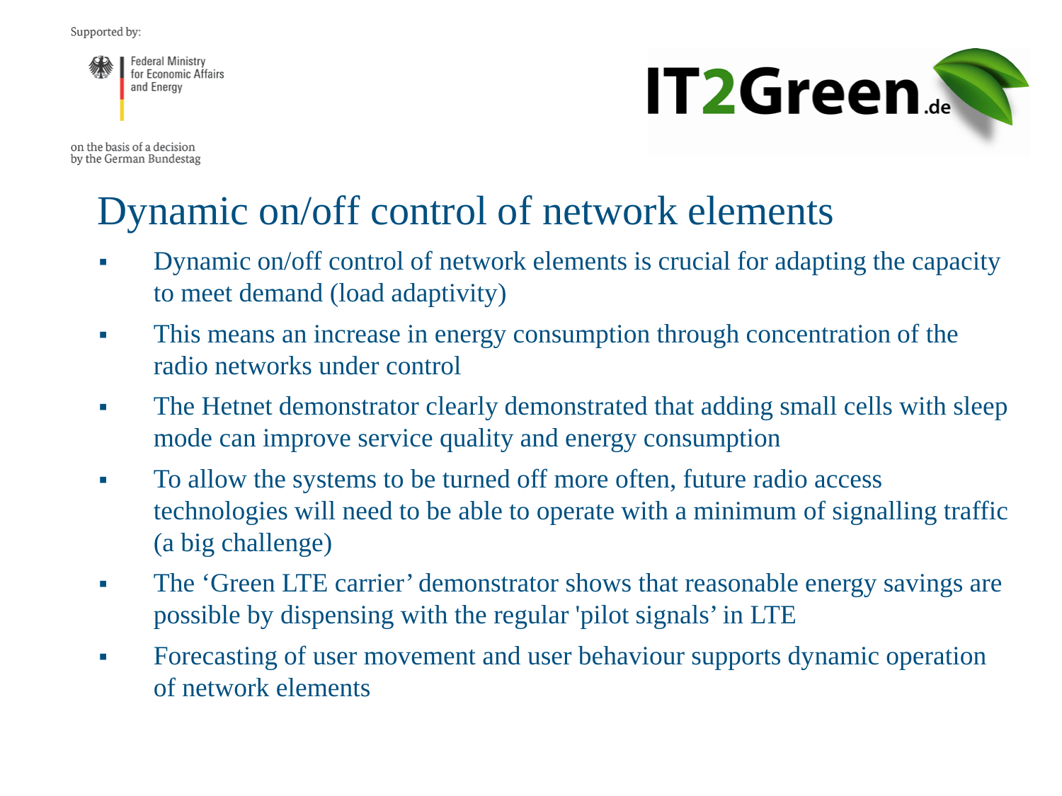Supported by:

Federal Ministry for Economic Affairs and Energy

on the basis of a decision by the German Bundestag

IT2Green.de

# Dynamic on/off control of network elements

- Dynamic on/off control of network elements is crucial for adapting the capacity to meet demand (load adaptivity)
- This means an increase in energy consumption through concentration of the radio networks under control
- The Hetnet demonstrator clearly demonstrated that adding small cells with sleep mode can improve service quality and energy consumption
- To allow the systems to be turned off more often, future radio access technologies will need to be able to operate with a minimum of signalling traffic (a big challenge)
- The 'Green LTE carrier' demonstrator shows that reasonable energy savings are possible by dispensing with the regular 'pilot signals' in LTE
- Forecasting of user movement and user behaviour supports dynamic operation of network elements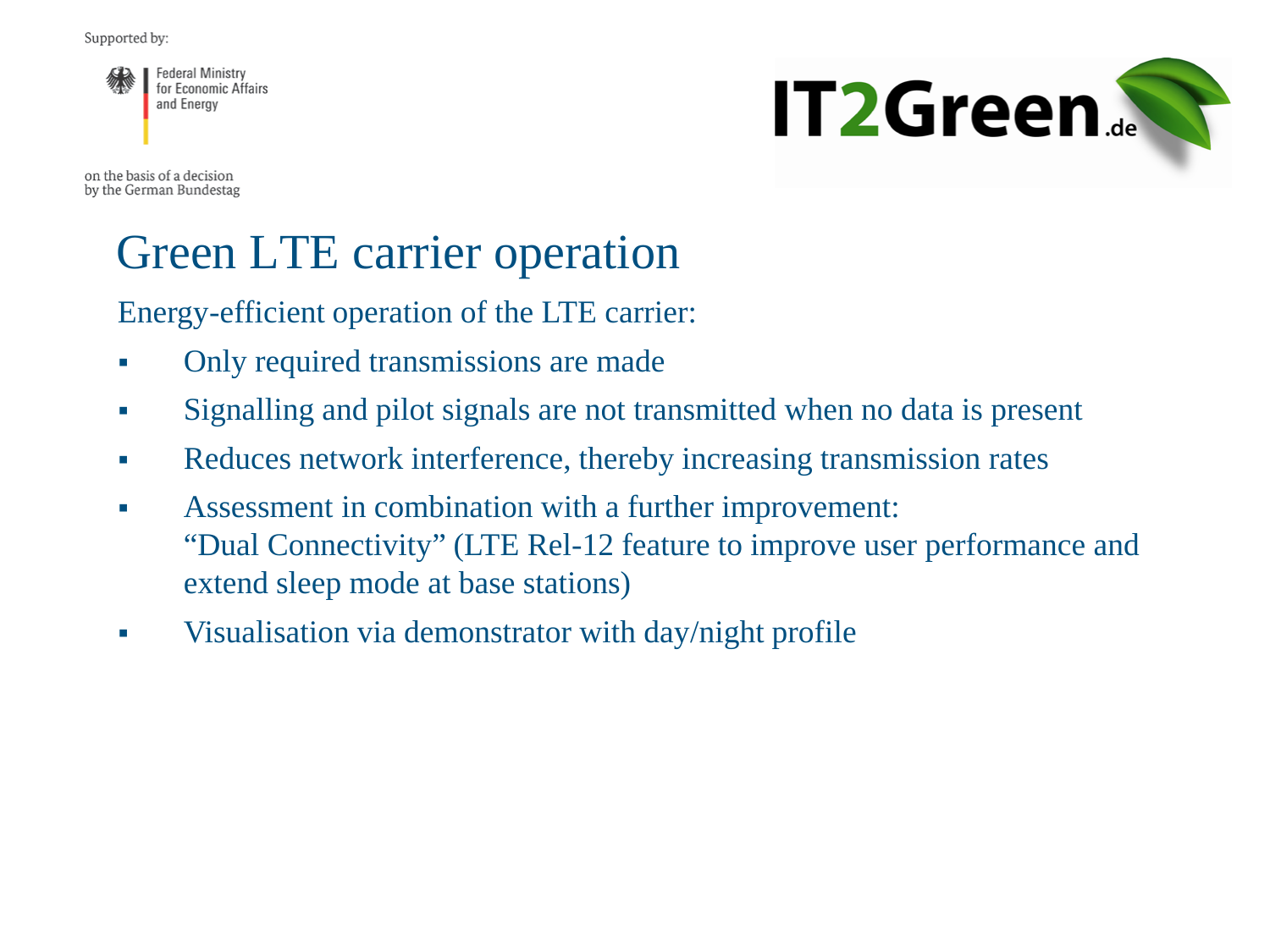Supported by:

Federal Ministry for Economic Affairs and Energy

on the basis of a decision by the German Bundestag

IT2Green.de

# Green LTE carrier operation

Energy-efficient operation of the LTE carrier:

- Only required transmissions are made
- Signalling and pilot signals are not transmitted when no data is present
- Reduces network interference, thereby increasing transmission rates
- Assessment in combination with a further improvement:
  "Dual Connectivity" (LTE Rel-12 feature to improve user performance and extend sleep mode at base stations)
- Visualisation via demonstrator with day/night profile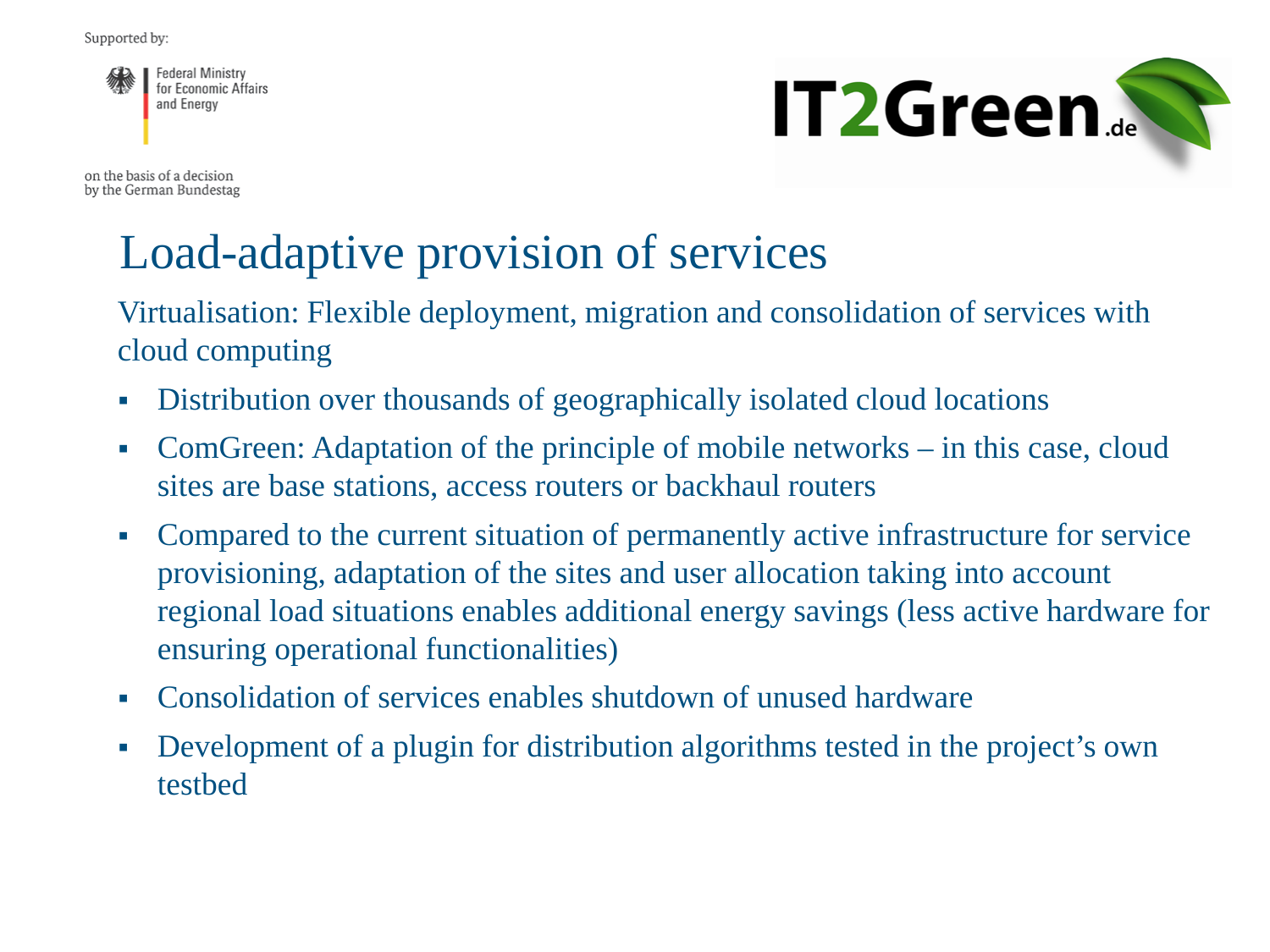# Load-adaptive provision of services

Virtualisation: Flexible deployment, migration and consolidation of services with cloud computing

- Distribution over thousands of geographically isolated cloud locations
- ComGreen: Adaptation of the principle of mobile networks – in this case, cloud sites are base stations, access routers or backhaul routers
- Compared to the current situation of permanently active infrastructure for service provisioning, adaptation of the sites and user allocation taking into account regional load situations enables additional energy savings (less active hardware for ensuring operational functionalities)
- Consolidation of services enables shutdown of unused hardware
- Development of a plugin for distribution algorithms tested in the project's own testbed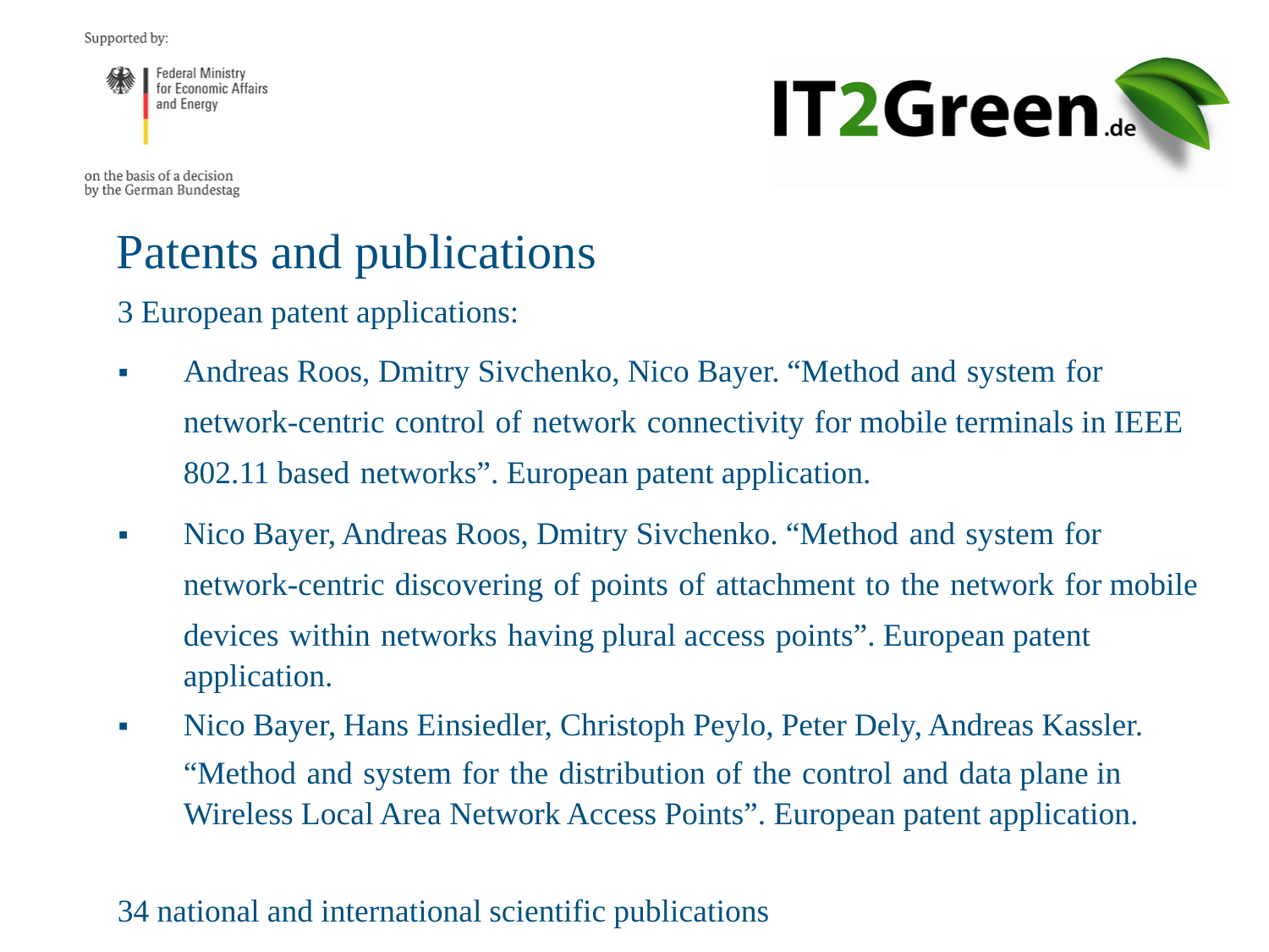Supported by:

Federal Ministry for Economic Affairs and Energy

on the basis of a decision by the German Bundestag

IT2Green.de

# Patents and publications

3 European patent applications:

- Andreas Roos, Dmitry Sivchenko, Nico Bayer. "Method and system for network-centric control of network connectivity for mobile terminals in IEEE 802.11 based networks". European patent application.
- Nico Bayer, Andreas Roos, Dmitry Sivchenko. "Method and system for network-centric discovering of points of attachment to the network for mobile devices within networks having plural access points". European patent application.
- Nico Bayer, Hans Einsiedler, Christoph Peylo, Peter Dely, Andreas Kassler. "Method and system for the distribution of the control and data plane in Wireless Local Area Network Access Points". European patent application.

34 national and international scientific publications